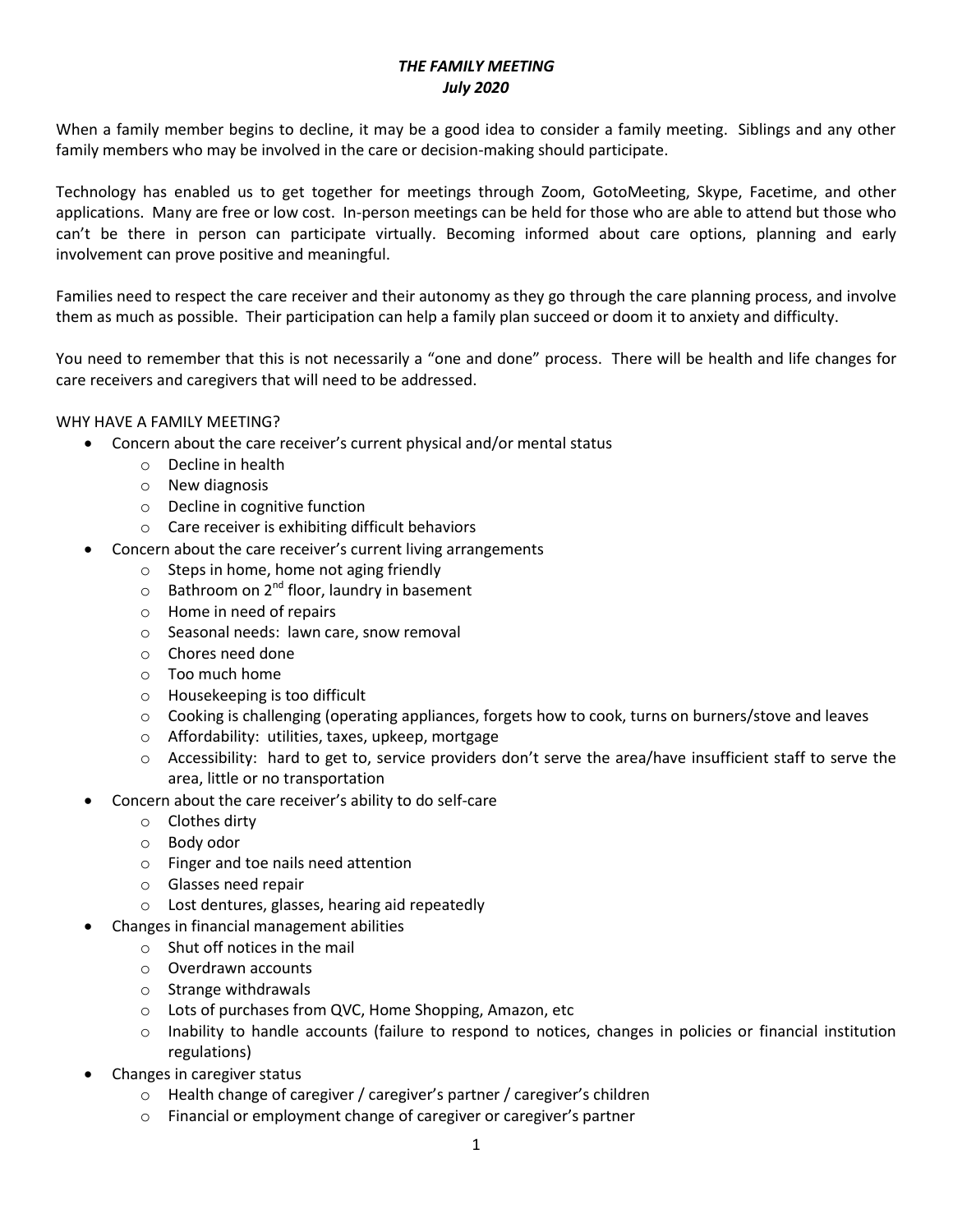# *THE FAMILY MEETING*
## *July 2020*

When a family member begins to decline, it may be a good idea to consider a family meeting. Siblings and any other family members who may be involved in the care or decision-making should participate.

Technology has enabled us to get together for meetings through Zoom, GotoMeeting, Skype, Facetime, and other applications. Many are free or low cost. In-person meetings can be held for those who are able to attend but those who can't be there in person can participate virtually. Becoming informed about care options, planning and early involvement can prove positive and meaningful.

Families need to respect the care receiver and their autonomy as they go through the care planning process, and involve them as much as possible. Their participation can help a family plan succeed or doom it to anxiety and difficulty.

You need to remember that this is not necessarily a "one and done" process. There will be health and life changes for care receivers and caregivers that will need to be addressed.

WHY HAVE A FAMILY MEETING?

- Concern about the care receiver's current physical and/or mental status
  - Decline in health
  - New diagnosis
  - Decline in cognitive function
  - Care receiver is exhibiting difficult behaviors
- Concern about the care receiver's current living arrangements
  - Steps in home, home not aging friendly
  - Bathroom on 2nd floor, laundry in basement
  - Home in need of repairs
  - Seasonal needs: lawn care, snow removal
  - Chores need done
  - Too much home
  - Housekeeping is too difficult
  - Cooking is challenging (operating appliances, forgets how to cook, turns on burners/stove and leaves
  - Affordability: utilities, taxes, upkeep, mortgage
  - Accessibility: hard to get to, service providers don't serve the area/have insufficient staff to serve the area, little or no transportation
- Concern about the care receiver's ability to do self-care
  - Clothes dirty
  - Body odor
  - Finger and toe nails need attention
  - Glasses need repair
  - Lost dentures, glasses, hearing aid repeatedly
- Changes in financial management abilities
  - Shut off notices in the mail
  - Overdrawn accounts
  - Strange withdrawals
  - Lots of purchases from QVC, Home Shopping, Amazon, etc
  - Inability to handle accounts (failure to respond to notices, changes in policies or financial institution regulations)
- Changes in caregiver status
  - Health change of caregiver / caregiver's partner / caregiver's children
  - Financial or employment change of caregiver or caregiver's partner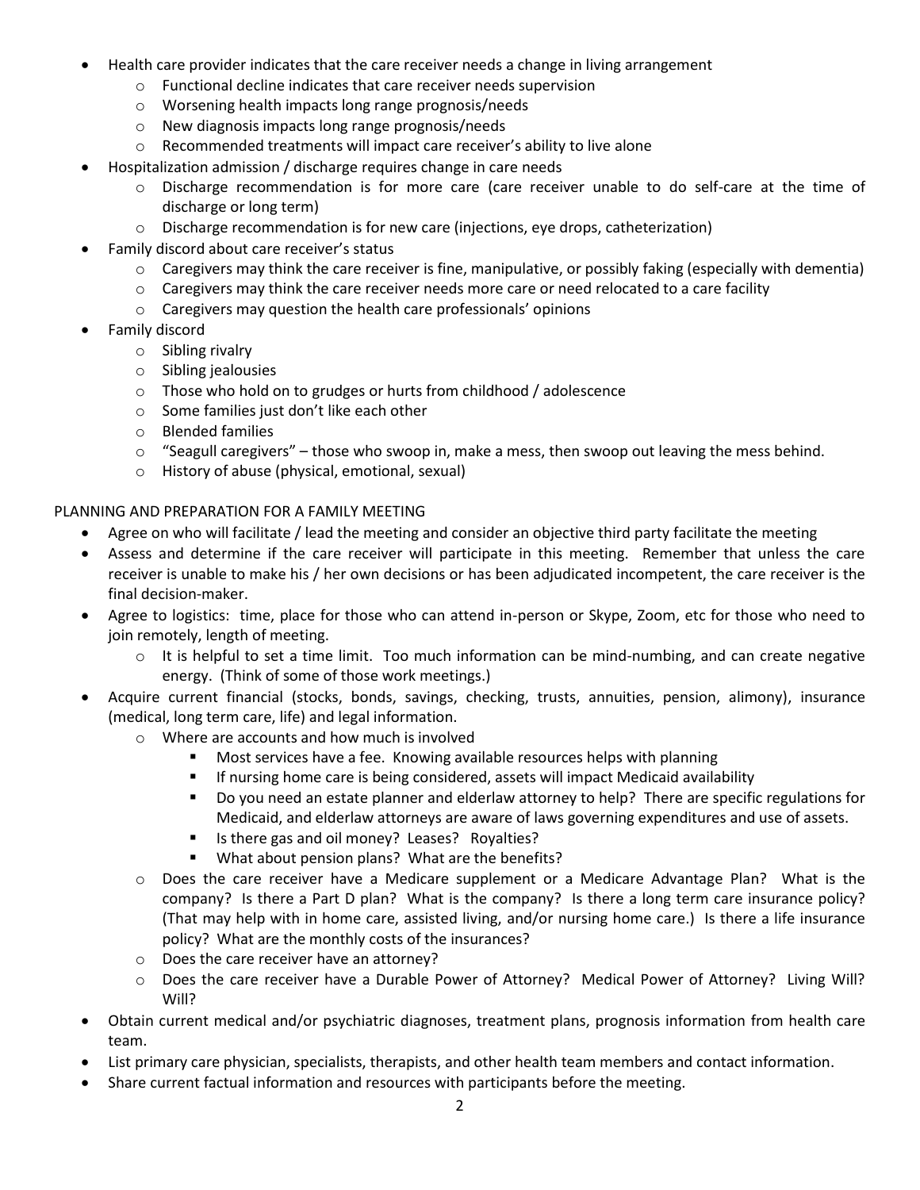- Health care provider indicates that the care receiver needs a change in living arrangement
    - Functional decline indicates that care receiver needs supervision
    - Worsening health impacts long range prognosis/needs
    - New diagnosis impacts long range prognosis/needs
    - Recommended treatments will impact care receiver's ability to live alone
- Hospitalization admission / discharge requires change in care needs
    - Discharge recommendation is for more care (care receiver unable to do self-care at the time of discharge or long term)
    - Discharge recommendation is for new care (injections, eye drops, catheterization)
- Family discord about care receiver's status
    - Caregivers may think the care receiver is fine, manipulative, or possibly faking (especially with dementia)
    - Caregivers may think the care receiver needs more care or need relocated to a care facility
    - Caregivers may question the health care professionals' opinions
- Family discord
    - Sibling rivalry
    - Sibling jealousies
    - Those who hold on to grudges or hurts from childhood / adolescence
    - Some families just don't like each other
    - Blended families
    - "Seagull caregivers" – those who swoop in, make a mess, then swoop out leaving the mess behind.
    - History of abuse (physical, emotional, sexual)

PLANNING AND PREPARATION FOR A FAMILY MEETING

- Agree on who will facilitate / lead the meeting and consider an objective third party facilitate the meeting
- Assess and determine if the care receiver will participate in this meeting. Remember that unless the care receiver is unable to make his / her own decisions or has been adjudicated incompetent, the care receiver is the final decision-maker.
- Agree to logistics: time, place for those who can attend in-person or Skype, Zoom, etc for those who need to join remotely, length of meeting.
    - It is helpful to set a time limit. Too much information can be mind-numbing, and can create negative energy. (Think of some of those work meetings.)
- Acquire current financial (stocks, bonds, savings, checking, trusts, annuities, pension, alimony), insurance (medical, long term care, life) and legal information.
    - Where are accounts and how much is involved
        - Most services have a fee. Knowing available resources helps with planning
        - If nursing home care is being considered, assets will impact Medicaid availability
        - Do you need an estate planner and elderlaw attorney to help? There are specific regulations for Medicaid, and elderlaw attorneys are aware of laws governing expenditures and use of assets.
        - Is there gas and oil money? Leases? Royalties?
        - What about pension plans? What are the benefits?
    - Does the care receiver have a Medicare supplement or a Medicare Advantage Plan? What is the company? Is there a Part D plan? What is the company? Is there a long term care insurance policy? (That may help with in home care, assisted living, and/or nursing home care.) Is there a life insurance policy? What are the monthly costs of the insurances?
    - Does the care receiver have an attorney?
    - Does the care receiver have a Durable Power of Attorney? Medical Power of Attorney? Living Will? Will?
- Obtain current medical and/or psychiatric diagnoses, treatment plans, prognosis information from health care team.
- List primary care physician, specialists, therapists, and other health team members and contact information.
- Share current factual information and resources with participants before the meeting.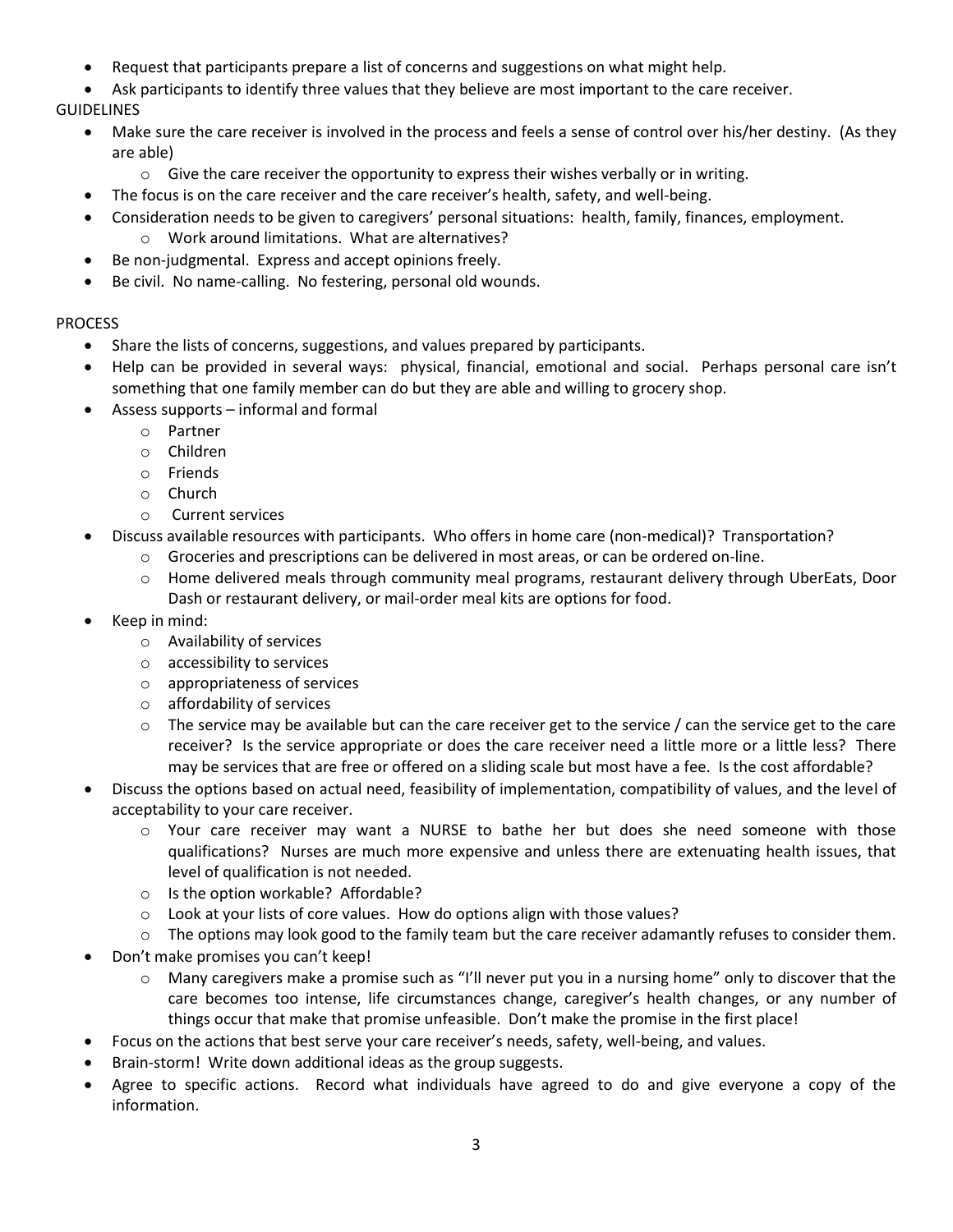- Request that participants prepare a list of concerns and suggestions on what might help.
- Ask participants to identify three values that they believe are most important to the care receiver.

GUIDELINES

- Make sure the care receiver is involved in the process and feels a sense of control over his/her destiny. (As they are able)
    - Give the care receiver the opportunity to express their wishes verbally or in writing.
- The focus is on the care receiver and the care receiver's health, safety, and well-being.
- Consideration needs to be given to caregivers' personal situations: health, family, finances, employment.
    - Work around limitations. What are alternatives?
- Be non-judgmental. Express and accept opinions freely.
- Be civil. No name-calling. No festering, personal old wounds.

PROCESS

- Share the lists of concerns, suggestions, and values prepared by participants.
- Help can be provided in several ways: physical, financial, emotional and social. Perhaps personal care isn't something that one family member can do but they are able and willing to grocery shop.
- Assess supports – informal and formal
    - Partner
    - Children
    - Friends
    - Church
    - Current services
- Discuss available resources with participants. Who offers in home care (non-medical)? Transportation?
    - Groceries and prescriptions can be delivered in most areas, or can be ordered on-line.
    - Home delivered meals through community meal programs, restaurant delivery through UberEats, Door Dash or restaurant delivery, or mail-order meal kits are options for food.
- Keep in mind:
    - Availability of services
    - accessibility to services
    - appropriateness of services
    - affordability of services
    - The service may be available but can the care receiver get to the service / can the service get to the care receiver? Is the service appropriate or does the care receiver need a little more or a little less? There may be services that are free or offered on a sliding scale but most have a fee. Is the cost affordable?
- Discuss the options based on actual need, feasibility of implementation, compatibility of values, and the level of acceptability to your care receiver.
    - Your care receiver may want a NURSE to bathe her but does she need someone with those qualifications? Nurses are much more expensive and unless there are extenuating health issues, that level of qualification is not needed.
    - Is the option workable? Affordable?
    - Look at your lists of core values. How do options align with those values?
    - The options may look good to the family team but the care receiver adamantly refuses to consider them.
- Don't make promises you can't keep!
    - Many caregivers make a promise such as "I'll never put you in a nursing home" only to discover that the care becomes too intense, life circumstances change, caregiver's health changes, or any number of things occur that make that promise unfeasible. Don't make the promise in the first place!
- Focus on the actions that best serve your care receiver's needs, safety, well-being, and values.
- Brain-storm! Write down additional ideas as the group suggests.
- Agree to specific actions. Record what individuals have agreed to do and give everyone a copy of the information.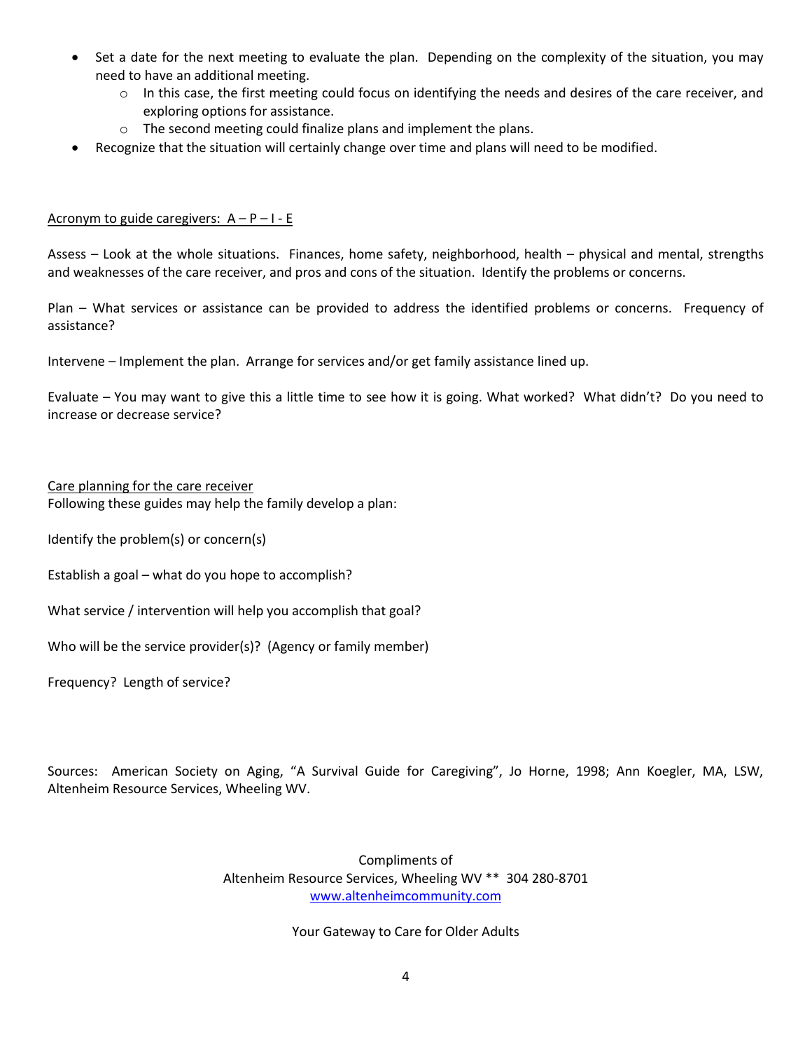- Set a date for the next meeting to evaluate the plan. Depending on the complexity of the situation, you may need to have an additional meeting.
  - In this case, the first meeting could focus on identifying the needs and desires of the care receiver, and exploring options for assistance.
  - The second meeting could finalize plans and implement the plans.
- Recognize that the situation will certainly change over time and plans will need to be modified.

<u>Acronym to guide caregivers: A – P – I - E</u>

Assess – Look at the whole situations. Finances, home safety, neighborhood, health – physical and mental, strengths and weaknesses of the care receiver, and pros and cons of the situation. Identify the problems or concerns.

Plan – What services or assistance can be provided to address the identified problems or concerns. Frequency of assistance?

Intervene – Implement the plan. Arrange for services and/or get family assistance lined up.

Evaluate – You may want to give this a little time to see how it is going. What worked? What didn't? Do you need to increase or decrease service?

<u>Care planning for the care receiver</u>

Following these guides may help the family develop a plan:

Identify the problem(s) or concern(s)

Establish a goal – what do you hope to accomplish?

What service / intervention will help you accomplish that goal?

Who will be the service provider(s)? (Agency or family member)

Frequency? Length of service?

Sources: American Society on Aging, "A Survival Guide for Caregiving", Jo Horne, 1998; Ann Koegler, MA, LSW, Altenheim Resource Services, Wheeling WV.

Compliments of
Altenheim Resource Services, Wheeling WV ** 304 280-8701
www.altenheimcommunity.com

Your Gateway to Care for Older Adults